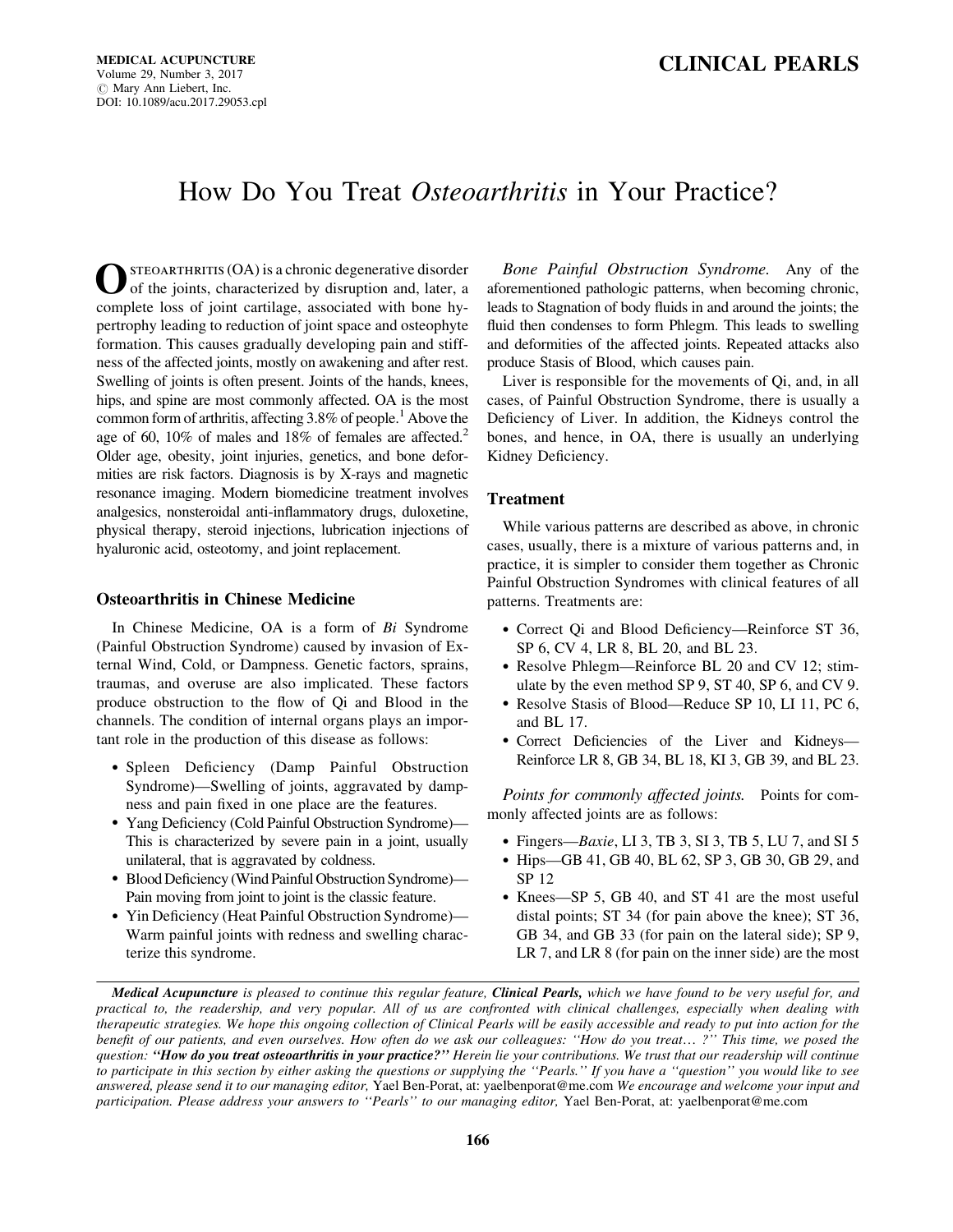# How Do You Treat *Osteoarthritis* in Your Practice?

Osteoarthritis (OA) is a chronic degenerative disorder of the joints, characterized by disruption and, later, a complete loss of joint cartilage, associated with bone hypertrophy leading to reduction of joint space and osteophyte formation. This causes gradually developing pain and stiffness of the affected joints, mostly on awakening and after rest. Swelling of joints is often present. Joints of the hands, knees, hips, and spine are most commonly affected. OA is the most common form of arthritis, affecting 3.8% of people.[1] Above the age of 60, 10% of males and 18% of females are affected.[2] Older age, obesity, joint injuries, genetics, and bone deformities are risk factors. Diagnosis is by X-rays and magnetic resonance imaging. Modern biomedicine treatment involves analgesics, nonsteroidal anti-inflammatory drugs, duloxetine, physical therapy, steroid injections, lubrication injections of hyaluronic acid, osteotomy, and joint replacement.

## Osteoarthritis in Chinese Medicine

In Chinese Medicine, OA is a form of *Bi* Syndrome (Painful Obstruction Syndrome) caused by invasion of External Wind, Cold, or Dampness. Genetic factors, sprains, traumas, and overuse are also implicated. These factors produce obstruction to the flow of Qi and Blood in the channels. The condition of internal organs plays an important role in the production of this disease as follows:

- Spleen Deficiency (Damp Painful Obstruction Syndrome)—Swelling of joints, aggravated by dampness and pain fixed in one place are the features.
- Yang Deficiency (Cold Painful Obstruction Syndrome)—This is characterized by severe pain in a joint, usually unilateral, that is aggravated by coldness.
- Blood Deficiency (Wind Painful Obstruction Syndrome)—Pain moving from joint to joint is the classic feature.
- Yin Deficiency (Heat Painful Obstruction Syndrome)—Warm painful joints with redness and swelling characterize this syndrome.

*Bone Painful Obstruction Syndrome.* Any of the aforementioned pathologic patterns, when becoming chronic, leads to Stagnation of body fluids in and around the joints; the fluid then condenses to form Phlegm. This leads to swelling and deformities of the affected joints. Repeated attacks also produce Stasis of Blood, which causes pain.

Liver is responsible for the movements of Qi, and, in all cases, of Painful Obstruction Syndrome, there is usually a Deficiency of Liver. In addition, the Kidneys control the bones, and hence, in OA, there is usually an underlying Kidney Deficiency.

## Treatment

While various patterns are described as above, in chronic cases, usually, there is a mixture of various patterns and, in practice, it is simpler to consider them together as Chronic Painful Obstruction Syndromes with clinical features of all patterns. Treatments are:

- Correct Qi and Blood Deficiency—Reinforce ST 36, SP 6, CV 4, LR 8, BL 20, and BL 23.
- Resolve Phlegm—Reinforce BL 20 and CV 12; stimulate by the even method SP 9, ST 40, SP 6, and CV 9.
- Resolve Stasis of Blood—Reduce SP 10, LI 11, PC 6, and BL 17.
- Correct Deficiencies of the Liver and Kidneys—Reinforce LR 8, GB 34, BL 18, KI 3, GB 39, and BL 23.

*Points for commonly affected joints.* Points for commonly affected joints are as follows:

- Fingers—*Baxie*, LI 3, TB 3, SI 3, TB 5, LU 7, and SI 5
- Hips—GB 41, GB 40, BL 62, SP 3, GB 30, GB 29, and SP 12
- Knees—SP 5, GB 40, and ST 41 are the most useful distal points; ST 34 (for pain above the knee); ST 36, GB 34, and GB 33 (for pain on the lateral side); SP 9, LR 7, and LR 8 (for pain on the inner side) are the most

*Medical Acupuncture is pleased to continue this regular feature, **Clinical Pearls**, which we have found to be very useful for, and practical to, the readership, and very popular. All of us are confronted with clinical challenges, especially when dealing with therapeutic strategies. We hope this ongoing collection of Clinical Pearls will be easily accessible and ready to put into action for the benefit of our patients, and even ourselves. How often do we ask our colleagues: ''How do you treat… ?'' This time, we posed the question: **''How do you treat osteoarthritis in your practice?''** Herein lie your contributions. We trust that our readership will continue to participate in this section by either asking the questions or supplying the ''Pearls.'' If you have a ''question'' you would like to see answered, please send it to our managing editor,* Yael Ben-Porat, *at:* yaelbenporat@me.com *We encourage and welcome your input and participation. Please address your answers to ''Pearls'' to our managing editor,* Yael Ben-Porat, *at:* yaelbenporat@me.com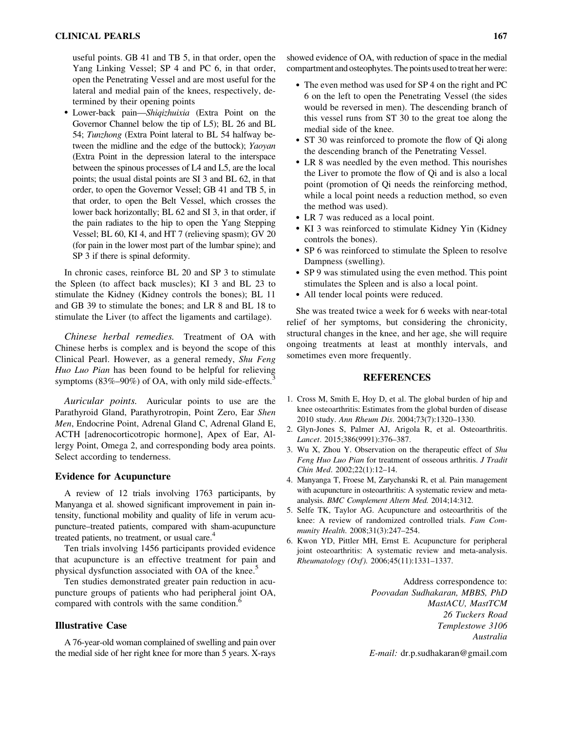useful points. GB 41 and TB 5, in that order, open the Yang Linking Vessel; SP 4 and PC 6, in that order, open the Penetrating Vessel and are most useful for the lateral and medial pain of the knees, respectively, determined by their opening points

- Lower-back pain—*Shiqizhuixia* (Extra Point on the Governor Channel below the tip of L5); BL 26 and BL 54; *Tunzhong* (Extra Point lateral to BL 54 halfway between the midline and the edge of the buttock); *Yaoyan* (Extra Point in the depression lateral to the interspace between the spinous processes of L4 and L5, are the local points; the usual distal points are SI 3 and BL 62, in that order, to open the Governor Vessel; GB 41 and TB 5, in that order, to open the Belt Vessel, which crosses the lower back horizontally; BL 62 and SI 3, in that order, if the pain radiates to the hip to open the Yang Stepping Vessel; BL 60, KI 4, and HT 7 (relieving spasm); GV 20 (for pain in the lower most part of the lumbar spine); and SP 3 if there is spinal deformity.

In chronic cases, reinforce BL 20 and SP 3 to stimulate the Spleen (to affect back muscles); KI 3 and BL 23 to stimulate the Kidney (Kidney controls the bones); BL 11 and GB 39 to stimulate the bones; and LR 8 and BL 18 to stimulate the Liver (to affect the ligaments and cartilage).

*Chinese herbal remedies.* Treatment of OA with Chinese herbs is complex and is beyond the scope of this Clinical Pearl. However, as a general remedy, *Shu Feng Huo Luo Pian* has been found to be helpful for relieving symptoms (83%–90%) of OA, with only mild side-effects.[3]

*Auricular points.* Auricular points to use are the Parathyroid Gland, Parathyrotropin, Point Zero, Ear *Shen Men*, Endocrine Point, Adrenal Gland C, Adrenal Gland E, ACTH [adrenocorticotropic hormone], Apex of Ear, Allergy Point, Omega 2, and corresponding body area points. Select according to tenderness.

### Evidence for Acupuncture

A review of 12 trials involving 1763 participants, by Manyanga et al. showed significant improvement in pain intensity, functional mobility and quality of life in verum acupuncture–treated patients, compared with sham-acupuncture treated patients, no treatment, or usual care.[4]

Ten trials involving 1456 participants provided evidence that acupuncture is an effective treatment for pain and physical dysfunction associated with OA of the knee.[5]

Ten studies demonstrated greater pain reduction in acupuncture groups of patients who had peripheral joint OA, compared with controls with the same condition.[6]

### Illustrative Case

A 76-year-old woman complained of swelling and pain over the medial side of her right knee for more than 5 years. X-rays showed evidence of OA, with reduction of space in the medial compartment and osteophytes. The points used to treat her were:

- The even method was used for SP 4 on the right and PC 6 on the left to open the Penetrating Vessel (the sides would be reversed in men). The descending branch of this vessel runs from ST 30 to the great toe along the medial side of the knee.
- ST 30 was reinforced to promote the flow of Qi along the descending branch of the Penetrating Vessel.
- LR 8 was needled by the even method. This nourishes the Liver to promote the flow of Qi and is also a local point (promotion of Qi needs the reinforcing method, while a local point needs a reduction method, so even the method was used).
- LR 7 was reduced as a local point.
- KI 3 was reinforced to stimulate Kidney Yin (Kidney controls the bones).
- SP 6 was reinforced to stimulate the Spleen to resolve Dampness (swelling).
- SP 9 was stimulated using the even method. This point stimulates the Spleen and is also a local point.
- All tender local points were reduced.

She was treated twice a week for 6 weeks with near-total relief of her symptoms, but considering the chronicity, structural changes in the knee, and her age, she will require ongoing treatments at least at monthly intervals, and sometimes even more frequently.

## REFERENCES

1. Cross M, Smith E, Hoy D, et al. The global burden of hip and knee osteoarthritis: Estimates from the global burden of disease 2010 study. *Ann Rheum Dis*. 2004;73(7):1320–1330.
2. Glyn-Jones S, Palmer AJ, Arigola R, et al. Osteoarthritis. *Lancet*. 2015;386(9991):376–387.
3. Wu X, Zhou Y. Observation on the therapeutic effect of *Shu Feng Huo Luo Pian* for treatment of osseous arthritis. *J Tradit Chin Med*. 2002;22(1):12–14.
4. Manyanga T, Froese M, Zarychanski R, et al. Pain management with acupuncture in osteoarthritis: A systematic review and meta-analysis. *BMC Complement Altern Med.* 2014;14:312.
5. Selfe TK, Taylor AG. Acupuncture and osteoarthritis of the knee: A review of randomized controlled trials. *Fam Community Health*. 2008;31(3):247–254.
6. Kwon YD, Pittler MH, Ernst E. Acupuncture for peripheral joint osteoarthritis: A systematic review and meta-analysis. *Rheumatology (Oxf)*. 2006;45(11):1331–1337.

Address correspondence to:
*Poovadan Sudhakaran, MBBS, PhD*
*MastACU, MastTCM*
*26 Tuckers Road*
*Templestowe 3106*
*Australia*

*E-mail:* dr.p.sudhakaran@gmail.com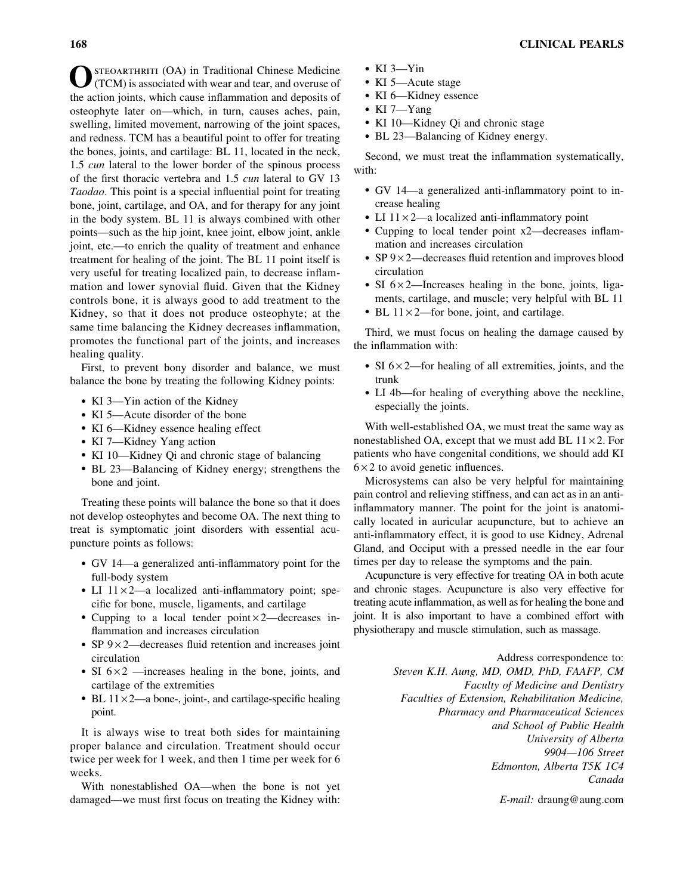Osteoarthriti (OA) in Traditional Chinese Medicine (TCM) is associated with wear and tear, and overuse of the action joints, which cause inflammation and deposits of osteophyte later on—which, in turn, causes aches, pain, swelling, limited movement, narrowing of the joint spaces, and redness. TCM has a beautiful point to offer for treating the bones, joints, and cartilage: BL 11, located in the neck, 1.5 *cun* lateral to the lower border of the spinous process of the first thoracic vertebra and 1.5 *cun* lateral to GV 13 *Taodao*. This point is a special influential point for treating bone, joint, cartilage, and OA, and for therapy for any joint in the body system. BL 11 is always combined with other points—such as the hip joint, knee joint, elbow joint, ankle joint, etc.—to enrich the quality of treatment and enhance treatment for healing of the joint. The BL 11 point itself is very useful for treating localized pain, to decrease inflammation and lower synovial fluid. Given that the Kidney controls bone, it is always good to add treatment to the Kidney, so that it does not produce osteophyte; at the same time balancing the Kidney decreases inflammation, promotes the functional part of the joints, and increases healing quality.

First, to prevent bony disorder and balance, we must balance the bone by treating the following Kidney points:

- KI 3—Yin action of the Kidney
- KI 5—Acute disorder of the bone
- KI 6—Kidney essence healing effect
- KI 7—Kidney Yang action
- KI 10—Kidney Qi and chronic stage of balancing
- BL 23—Balancing of Kidney energy; strengthens the bone and joint.

Treating these points will balance the bone so that it does not develop osteophytes and become OA. The next thing to treat is symptomatic joint disorders with essential acupuncture points as follows:

- GV 14—a generalized anti-inflammatory point for the full-body system
- LI 11×2—a localized anti-inflammatory point; specific for bone, muscle, ligaments, and cartilage
- Cupping to a local tender point×2—decreases inflammation and increases circulation
- SP 9×2—decreases fluid retention and increases joint circulation
- SI 6×2 —increases healing in the bone, joints, and cartilage of the extremities
- BL 11×2—a bone-, joint-, and cartilage-specific healing point.

It is always wise to treat both sides for maintaining proper balance and circulation. Treatment should occur twice per week for 1 week, and then 1 time per week for 6 weeks.

With nonestablished OA—when the bone is not yet damaged—we must first focus on treating the Kidney with:

- KI 3—Yin
- KI 5—Acute stage
- KI 6—Kidney essence
- KI 7—Yang
- KI 10—Kidney Qi and chronic stage
- BL 23—Balancing of Kidney energy.

Second, we must treat the inflammation systematically, with:

- GV 14—a generalized anti-inflammatory point to increase healing
- LI 11×2—a localized anti-inflammatory point
- Cupping to local tender point x2—decreases inflammation and increases circulation
- SP 9×2—decreases fluid retention and improves blood circulation
- SI 6×2—Increases healing in the bone, joints, ligaments, cartilage, and muscle; very helpful with BL 11
- BL 11×2—for bone, joint, and cartilage.

Third, we must focus on healing the damage caused by the inflammation with:

- SI 6×2—for healing of all extremities, joints, and the trunk
- LI 4b—for healing of everything above the neckline, especially the joints.

With well-established OA, we must treat the same way as nonestablished OA, except that we must add BL 11×2. For patients who have congenital conditions, we should add KI 6×2 to avoid genetic influences.

Microsystems can also be very helpful for maintaining pain control and relieving stiffness, and can act as in an anti-inflammatory manner. The point for the joint is anatomically located in auricular acupuncture, but to achieve an anti-inflammatory effect, it is good to use Kidney, Adrenal Gland, and Occiput with a pressed needle in the ear four times per day to release the symptoms and the pain.

Acupuncture is very effective for treating OA in both acute and chronic stages. Acupuncture is also very effective for treating acute inflammation, as well as for healing the bone and joint. It is also important to have a combined effort with physiotherapy and muscle stimulation, such as massage.

Address correspondence to:
*Steven K.H. Aung, MD, OMD, PhD, FAAFP, CM*
*Faculty of Medicine and Dentistry*
*Faculties of Extension, Rehabilitation Medicine, Pharmacy and Pharmaceutical Sciences*
*and School of Public Health*
*University of Alberta*
*9904—106 Street*
*Edmonton, Alberta T5K 1C4*
*Canada*

*E-mail:* draung@aung.com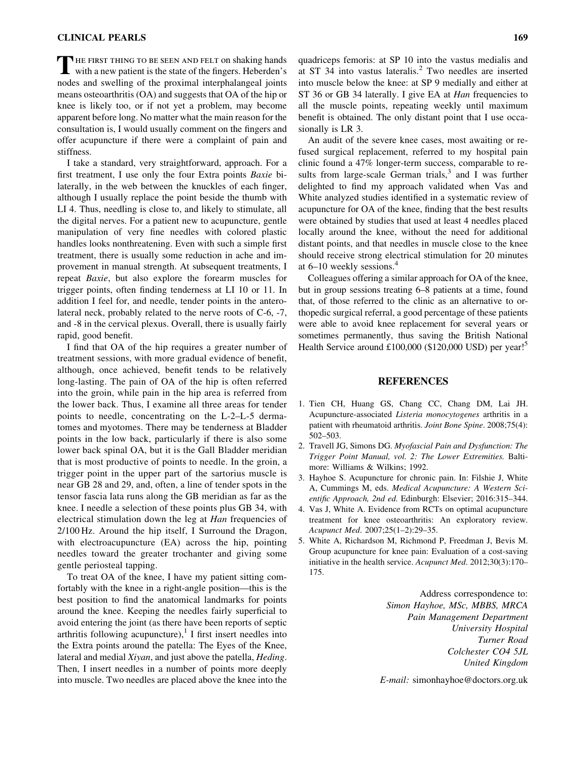**THE FIRST THING TO BE SEEN AND FELT** on shaking hands with a new patient is the state of the fingers. Heberden's nodes and swelling of the proximal interphalangeal joints means osteoarthritis (OA) and suggests that OA of the hip or knee is likely too, or if not yet a problem, may become apparent before long. No matter what the main reason for the consultation is, I would usually comment on the fingers and offer acupuncture if there were a complaint of pain and stiffness.

I take a standard, very straightforward, approach. For a first treatment, I use only the four Extra points *Baxie* bilaterally, in the web between the knuckles of each finger, although I usually replace the point beside the thumb with LI 4. Thus, needling is close to, and likely to stimulate, all the digital nerves. For a patient new to acupuncture, gentle manipulation of very fine needles with colored plastic handles looks nonthreatening. Even with such a simple first treatment, there is usually some reduction in ache and improvement in manual strength. At subsequent treatments, I repeat *Baxie*, but also explore the forearm muscles for trigger points, often finding tenderness at LI 10 or 11. In addition I feel for, and needle, tender points in the anterolateral neck, probably related to the nerve roots of C-6, -7, and -8 in the cervical plexus. Overall, there is usually fairly rapid, good benefit.

I find that OA of the hip requires a greater number of treatment sessions, with more gradual evidence of benefit, although, once achieved, benefit tends to be relatively long-lasting. The pain of OA of the hip is often referred into the groin, while pain in the hip area is referred from the lower back. Thus, I examine all three areas for tender points to needle, concentrating on the L-2–L-5 dermatomes and myotomes. There may be tenderness at Bladder points in the low back, particularly if there is also some lower back spinal OA, but it is the Gall Bladder meridian that is most productive of points to needle. In the groin, a trigger point in the upper part of the sartorius muscle is near GB 28 and 29, and, often, a line of tender spots in the tensor fascia lata runs along the GB meridian as far as the knee. I needle a selection of these points plus GB 34, with electrical stimulation down the leg at *Han* frequencies of 2/100 Hz. Around the hip itself, I Surround the Dragon, with electroacupuncture (EA) across the hip, pointing needles toward the greater trochanter and giving some gentle periosteal tapping.

To treat OA of the knee, I have my patient sitting comfortably with the knee in a right-angle position—this is the best position to find the anatomical landmarks for points around the knee. Keeping the needles fairly superficial to avoid entering the joint (as there have been reports of septic arthritis following acupuncture),[1] I first insert needles into the Extra points around the patella: The Eyes of the Knee, lateral and medial *Xiyan*, and just above the patella, *Heding*. Then, I insert needles in a number of points more deeply into muscle. Two needles are placed above the knee into the quadriceps femoris: at SP 10 into the vastus medialis and at ST 34 into vastus lateralis.[2] Two needles are inserted into muscle below the knee: at SP 9 medially and either at ST 36 or GB 34 laterally. I give EA at *Han* frequencies to all the muscle points, repeating weekly until maximum benefit is obtained. The only distant point that I use occasionally is LR 3.

An audit of the severe knee cases, most awaiting or refused surgical replacement, referred to my hospital pain clinic found a 47% longer-term success, comparable to results from large-scale German trials,[3] and I was further delighted to find my approach validated when Vas and White analyzed studies identified in a systematic review of acupuncture for OA of the knee, finding that the best results were obtained by studies that used at least 4 needles placed locally around the knee, without the need for additional distant points, and that needles in muscle close to the knee should receive strong electrical stimulation for 20 minutes at 6–10 weekly sessions.[4]

Colleagues offering a similar approach for OA of the knee, but in group sessions treating 6–8 patients at a time, found that, of those referred to the clinic as an alternative to orthopedic surgical referral, a good percentage of these patients were able to avoid knee replacement for several years or sometimes permanently, thus saving the British National Health Service around £100,000 ($120,000 USD) per year![5]

## REFERENCES

1. Tien CH, Huang GS, Chang CC, Chang DM, Lai JH. Acupuncture-associated *Listeria monocytogenes* arthritis in a patient with rheumatoid arthritis. *Joint Bone Spine*. 2008;75(4):502–503.
2. Travell JG, Simons DG. *Myofascial Pain and Dysfunction: The Trigger Point Manual, vol. 2: The Lower Extremities.* Baltimore: Williams & Wilkins; 1992.
3. Hayhoe S. Acupuncture for chronic pain. In: Filshie J, White A, Cummings M, eds. *Medical Acupuncture: A Western Scientific Approach, 2nd ed.* Edinburgh: Elsevier; 2016:315–344.
4. Vas J, White A. Evidence from RCTs on optimal acupuncture treatment for knee osteoarthritis: An exploratory review. *Acupunct Med*. 2007;25(1–2):29–35.
5. White A, Richardson M, Richmond P, Freedman J, Bevis M. Group acupuncture for knee pain: Evaluation of a cost-saving initiative in the health service. *Acupunct Med*. 2012;30(3):170–175.

Address correspondence to:
*Simon Hayhoe, MSc, MBBS, MRCA*
*Pain Management Department*
*University Hospital*
*Turner Road*
*Colchester CO4 5JL*
*United Kingdom*

*E-mail:* simonhayhoe@doctors.org.uk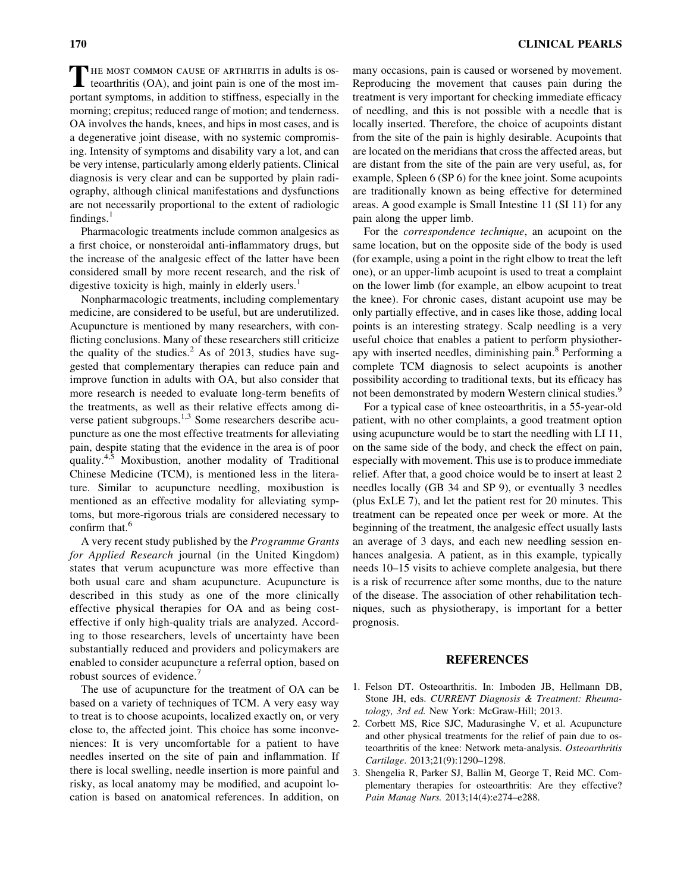THE MOST COMMON CAUSE OF ARTHRITIS in adults is osteoarthritis (OA), and joint pain is one of the most important symptoms, in addition to stiffness, especially in the morning; crepitus; reduced range of motion; and tenderness. OA involves the hands, knees, and hips in most cases, and is a degenerative joint disease, with no systemic compromising. Intensity of symptoms and disability vary a lot, and can be very intense, particularly among elderly patients. Clinical diagnosis is very clear and can be supported by plain radiography, although clinical manifestations and dysfunctions are not necessarily proportional to the extent of radiologic findings.[1]

Pharmacologic treatments include common analgesics as a first choice, or nonsteroidal anti-inflammatory drugs, but the increase of the analgesic effect of the latter have been considered small by more recent research, and the risk of digestive toxicity is high, mainly in elderly users.[1]

Nonpharmacologic treatments, including complementary medicine, are considered to be useful, but are underutilized. Acupuncture is mentioned by many researchers, with conflicting conclusions. Many of these researchers still criticize the quality of the studies.[2] As of 2013, studies have suggested that complementary therapies can reduce pain and improve function in adults with OA, but also consider that more research is needed to evaluate long-term benefits of the treatments, as well as their relative effects among diverse patient subgroups.[1,3] Some researchers describe acupuncture as one the most effective treatments for alleviating pain, despite stating that the evidence in the area is of poor quality.[4,5] Moxibustion, another modality of Traditional Chinese Medicine (TCM), is mentioned less in the literature. Similar to acupuncture needling, moxibustion is mentioned as an effective modality for alleviating symptoms, but more-rigorous trials are considered necessary to confirm that.[6]

A very recent study published by the *Programme Grants for Applied Research* journal (in the United Kingdom) states that verum acupuncture was more effective than both usual care and sham acupuncture. Acupuncture is described in this study as one of the more clinically effective physical therapies for OA and as being cost-effective if only high-quality trials are analyzed. According to those researchers, levels of uncertainty have been substantially reduced and providers and policymakers are enabled to consider acupuncture a referral option, based on robust sources of evidence.[7]

The use of acupuncture for the treatment of OA can be based on a variety of techniques of TCM. A very easy way to treat is to choose acupoints, localized exactly on, or very close to, the affected joint. This choice has some inconveniences: It is very uncomfortable for a patient to have needles inserted on the site of pain and inflammation. If there is local swelling, needle insertion is more painful and risky, as local anatomy may be modified, and acupoint location is based on anatomical references. In addition, on many occasions, pain is caused or worsened by movement. Reproducing the movement that causes pain during the treatment is very important for checking immediate efficacy of needling, and this is not possible with a needle that is locally inserted. Therefore, the choice of acupoints distant from the site of the pain is highly desirable. Acupoints that are located on the meridians that cross the affected areas, but are distant from the site of the pain are very useful, as, for example, Spleen 6 (SP 6) for the knee joint. Some acupoints are traditionally known as being effective for determined areas. A good example is Small Intestine 11 (SI 11) for any pain along the upper limb.

For the *correspondence technique*, an acupoint on the same location, but on the opposite side of the body is used (for example, using a point in the right elbow to treat the left one), or an upper-limb acupoint is used to treat a complaint on the lower limb (for example, an elbow acupoint to treat the knee). For chronic cases, distant acupoint use may be only partially effective, and in cases like those, adding local points is an interesting strategy. Scalp needling is a very useful choice that enables a patient to perform physiotherapy with inserted needles, diminishing pain.[8] Performing a complete TCM diagnosis to select acupoints is another possibility according to traditional texts, but its efficacy has not been demonstrated by modern Western clinical studies.[9]

For a typical case of knee osteoarthritis, in a 55-year-old patient, with no other complaints, a good treatment option using acupuncture would be to start the needling with LI 11, on the same side of the body, and check the effect on pain, especially with movement. This use is to produce immediate relief. After that, a good choice would be to insert at least 2 needles locally (GB 34 and SP 9), or eventually 3 needles (plus ExLE 7), and let the patient rest for 20 minutes. This treatment can be repeated once per week or more. At the beginning of the treatment, the analgesic effect usually lasts an average of 3 days, and each new needling session enhances analgesia. A patient, as in this example, typically needs 10–15 visits to achieve complete analgesia, but there is a risk of recurrence after some months, due to the nature of the disease. The association of other rehabilitation techniques, such as physiotherapy, is important for a better prognosis.

## REFERENCES

1. Felson DT. Osteoarthritis. In: Imboden JB, Hellmann DB, Stone JH, eds. *CURRENT Diagnosis & Treatment: Rheumatology, 3rd ed.* New York: McGraw-Hill; 2013.
2. Corbett MS, Rice SJC, Madurasinghe V, et al. Acupuncture and other physical treatments for the relief of pain due to osteoarthritis of the knee: Network meta-analysis. *Osteoarthritis Cartilage*. 2013;21(9):1290–1298.
3. Shengelia R, Parker SJ, Ballin M, George T, Reid MC. Complementary therapies for osteoarthritis: Are they effective? *Pain Manag Nurs.* 2013;14(4):e274–e288.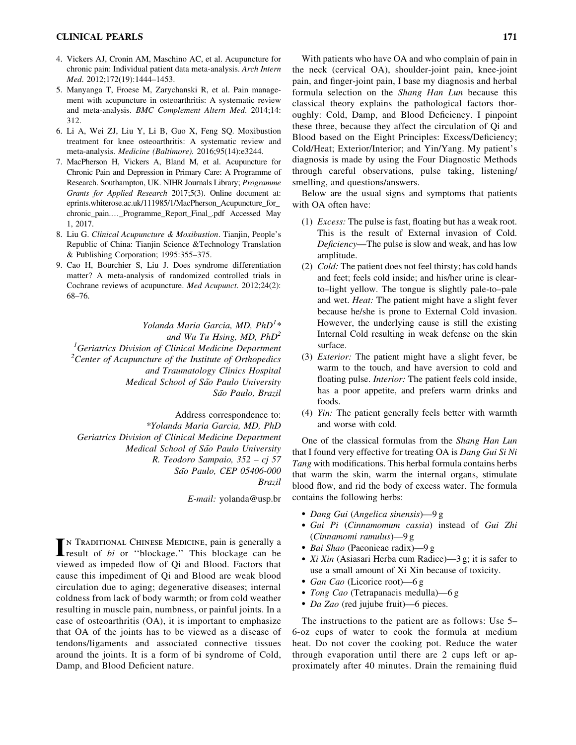4. Vickers AJ, Cronin AM, Maschino AC, et al. Acupuncture for chronic pain: Individual patient data meta-analysis. *Arch Intern Med*. 2012;172(19):1444–1453.
5. Manyanga T, Froese M, Zarychanski R, et al. Pain management with acupuncture in osteoarthritis: A systematic review and meta-analysis. *BMC Complement Altern Med*. 2014;14: 312.
6. Li A, Wei ZJ, Liu Y, Li B, Guo X, Feng SQ. Moxibustion treatment for knee osteoarthritis: A systematic review and meta-analysis. *Medicine (Baltimore)*. 2016;95(14):e3244.
7. MacPherson H, Vickers A, Bland M, et al. Acupuncture for Chronic Pain and Depression in Primary Care: A Programme of Research. Southampton, UK. NIHR Journals Library; *Programme Grants for Applied Research* 2017;5(3). Online document at: eprints.whiterose.ac.uk/111985/1/MacPherson_Acupuncture_for_chronic_pain.…_Programme_Report_Final_.pdf Accessed May 1, 2017.
8. Liu G. *Clinical Acupuncture & Moxibustion*. Tianjin, People's Republic of China: Tianjin Science &Technology Translation & Publishing Corporation; 1995:355–375.
9. Cao H, Bourchier S, Liu J. Does syndrome differentiation matter? A meta-analysis of randomized controlled trials in Cochrane reviews of acupuncture. *Med Acupunct*. 2012;24(2): 68–76.

*Yolanda Maria Garcia, MD, PhD*[1]*
*and Wu Tu Hsing, MD, PhD*[2]
[1]*Geriatrics Division of Clinical Medicine Department*
[2]*Center of Acupuncture of the Institute of Orthopedics and Traumatology Clinics Hospital*
*Medical School of São Paulo University*
*São Paulo, Brazil*

Address correspondence to:
**Yolanda Maria Garcia, MD, PhD*
*Geriatrics Division of Clinical Medicine Department*
*Medical School of São Paulo University*
*R. Teodoro Sampaio, 352 – cj 57*
*São Paulo, CEP 05406-000*
*Brazil*

*E-mail:* yolanda@usp.br

In Traditional Chinese Medicine, pain is generally a result of *bi* or ''blockage.'' This blockage can be viewed as impeded flow of Qi and Blood. Factors that cause this impediment of Qi and Blood are weak blood circulation due to aging; degenerative diseases; internal coldness from lack of body warmth; or from cold weather resulting in muscle pain, numbness, or painful joints. In a case of osteoarthritis (OA), it is important to emphasize that OA of the joints has to be viewed as a disease of tendons/ligaments and associated connective tissues around the joints. It is a form of bi syndrome of Cold, Damp, and Blood Deficient nature.

With patients who have OA and who complain of pain in the neck (cervical OA), shoulder-joint pain, knee-joint pain, and finger-joint pain, I base my diagnosis and herbal formula selection on the *Shang Han Lun* because this classical theory explains the pathological factors thoroughly: Cold, Damp, and Blood Deficiency. I pinpoint these three, because they affect the circulation of Qi and Blood based on the Eight Principles: Excess/Deficiency; Cold/Heat; Exterior/Interior; and Yin/Yang. My patient's diagnosis is made by using the Four Diagnostic Methods through careful observations, pulse taking, listening/smelling, and questions/answers.

Below are the usual signs and symptoms that patients with OA often have:

(1) *Excess:* The pulse is fast, floating but has a weak root. This is the result of External invasion of Cold. *Deficiency*—The pulse is slow and weak, and has low amplitude.
(2) *Cold:* The patient does not feel thirsty; has cold hands and feet; feels cold inside; and his/her urine is clear-to–light yellow. The tongue is slightly pale-to–pale and wet. *Heat:* The patient might have a slight fever because he/she is prone to External Cold invasion. However, the underlying cause is still the existing Internal Cold resulting in weak defense on the skin surface.
(3) *Exterior:* The patient might have a slight fever, be warm to the touch, and have aversion to cold and floating pulse. *Interior:* The patient feels cold inside, has a poor appetite, and prefers warm drinks and foods.
(4) *Yin:* The patient generally feels better with warmth and worse with cold.

One of the classical formulas from the *Shang Han Lun* that I found very effective for treating OA is *Dang Gui Si Ni Tang* with modifications. This herbal formula contains herbs that warm the skin, warm the internal organs, stimulate blood flow, and rid the body of excess water. The formula contains the following herbs:

- *Dang Gui* (*Angelica sinensis*)—9 g
- *Gui Pi* (*Cinnamomum cassia*) instead of *Gui Zhi* (*Cinnamomi ramulus*)—9 g
- *Bai Shao* (Paeonieae radix)—9 g
- *Xi Xin* (Asiasari Herba cum Radice)—3 g; it is safer to use a small amount of Xi Xin because of toxicity.
- *Gan Cao* (Licorice root)—6 g
- *Tong Cao* (Tetrapanacis medulla)—6 g
- *Da Zao* (red jujube fruit)—6 pieces.

The instructions to the patient are as follows: Use 5–6-oz cups of water to cook the formula at medium heat. Do not cover the cooking pot. Reduce the water through evaporation until there are 2 cups left or approximately after 40 minutes. Drain the remaining fluid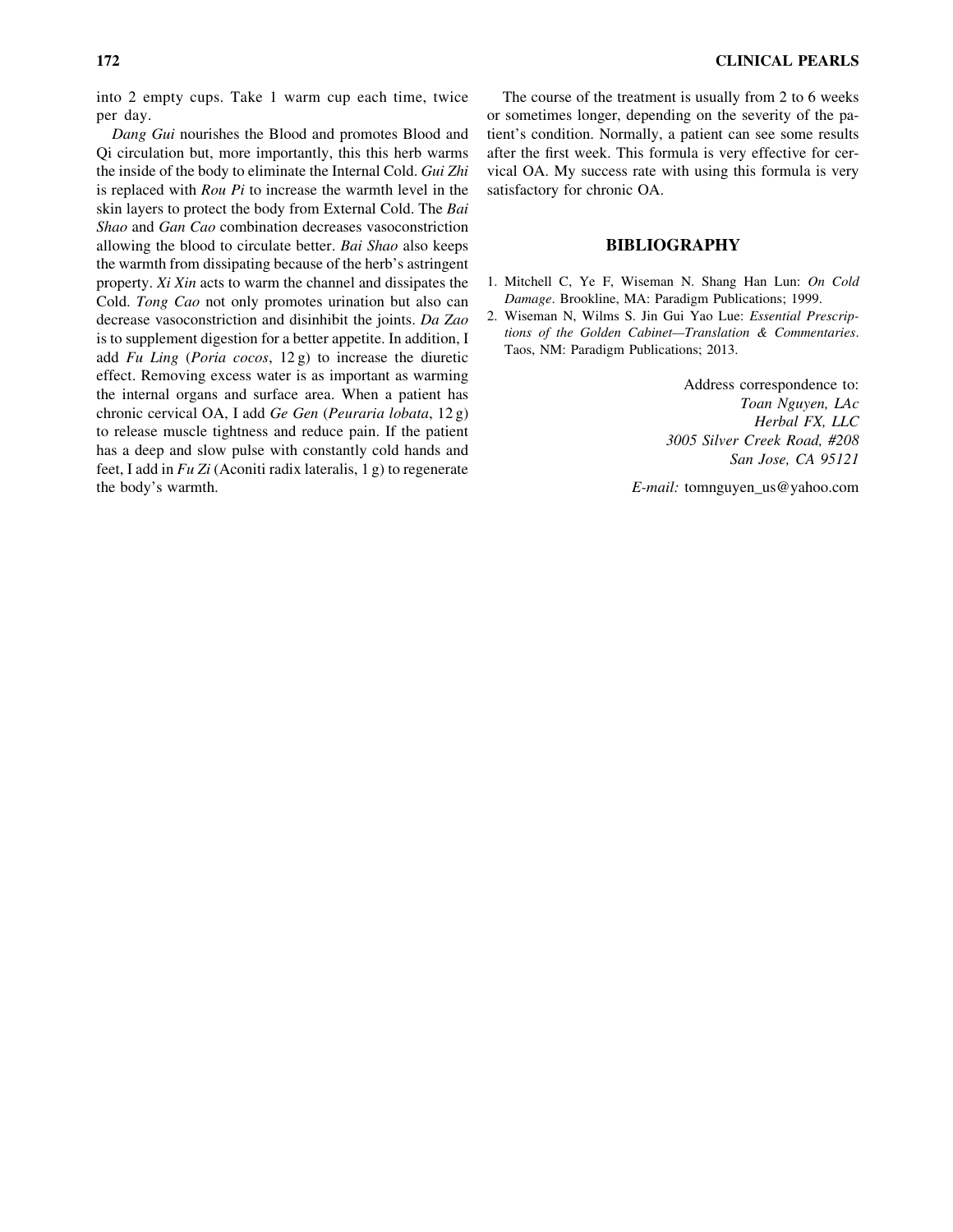into 2 empty cups. Take 1 warm cup each time, twice per day.

*Dang Gui* nourishes the Blood and promotes Blood and Qi circulation but, more importantly, this this herb warms the inside of the body to eliminate the Internal Cold. *Gui Zhi* is replaced with *Rou Pi* to increase the warmth level in the skin layers to protect the body from External Cold. The *Bai Shao* and *Gan Cao* combination decreases vasoconstriction allowing the blood to circulate better. *Bai Shao* also keeps the warmth from dissipating because of the herb's astringent property. *Xi Xin* acts to warm the channel and dissipates the Cold. *Tong Cao* not only promotes urination but also can decrease vasoconstriction and disinhibit the joints. *Da Zao* is to supplement digestion for a better appetite. In addition, I add *Fu Ling* (*Poria cocos*, 12 g) to increase the diuretic effect. Removing excess water is as important as warming the internal organs and surface area. When a patient has chronic cervical OA, I add *Ge Gen* (*Peuraria lobata*, 12 g) to release muscle tightness and reduce pain. If the patient has a deep and slow pulse with constantly cold hands and feet, I add in *Fu Zi* (Aconiti radix lateralis, 1 g) to regenerate the body's warmth.

The course of the treatment is usually from 2 to 6 weeks or sometimes longer, depending on the severity of the patient's condition. Normally, a patient can see some results after the first week. This formula is very effective for cervical OA. My success rate with using this formula is very satisfactory for chronic OA.

## BIBLIOGRAPHY

1. Mitchell C, Ye F, Wiseman N. Shang Han Lun: *On Cold Damage*. Brookline, MA: Paradigm Publications; 1999.
2. Wiseman N, Wilms S. Jin Gui Yao Lue: *Essential Prescriptions of the Golden Cabinet—Translation & Commentaries*. Taos, NM: Paradigm Publications; 2013.

Address correspondence to:
*Toan Nguyen, LAc*
*Herbal FX, LLC*
*3005 Silver Creek Road, #208*
*San Jose, CA 95121*

*E-mail:* tomnguyen_us@yahoo.com